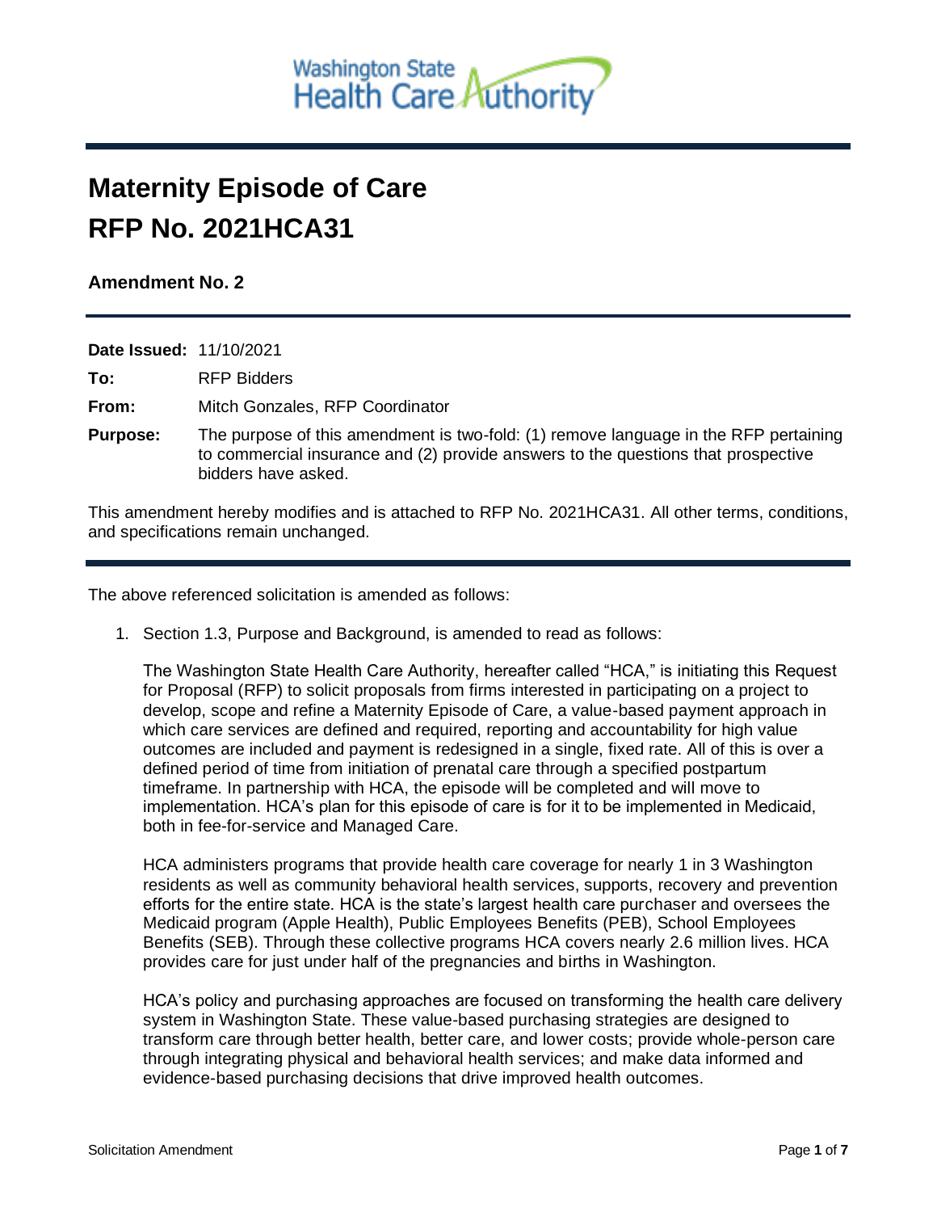Washington State Health Care Authority

# Maternity Episode of Care
# RFP No. 2021HCA31

### Amendment No. 2

**Date Issued:** 11/10/2021

**To:** RFP Bidders

**From:** Mitch Gonzales, RFP Coordinator

**Purpose:** The purpose of this amendment is two-fold: (1) remove language in the RFP pertaining to commercial insurance and (2) provide answers to the questions that prospective bidders have asked.

This amendment hereby modifies and is attached to RFP No. 2021HCA31. All other terms, conditions, and specifications remain unchanged.

---

The above referenced solicitation is amended as follows:

1. Section 1.3, Purpose and Background, is amended to read as follows:

   The Washington State Health Care Authority, hereafter called "HCA," is initiating this Request for Proposal (RFP) to solicit proposals from firms interested in participating on a project to develop, scope and refine a Maternity Episode of Care, a value-based payment approach in which care services are defined and required, reporting and accountability for high value outcomes are included and payment is redesigned in a single, fixed rate. All of this is over a defined period of time from initiation of prenatal care through a specified postpartum timeframe. In partnership with HCA, the episode will be completed and will move to implementation. HCA's plan for this episode of care is for it to be implemented in Medicaid, both in fee-for-service and Managed Care.

   HCA administers programs that provide health care coverage for nearly 1 in 3 Washington residents as well as community behavioral health services, supports, recovery and prevention efforts for the entire state. HCA is the state's largest health care purchaser and oversees the Medicaid program (Apple Health), Public Employees Benefits (PEB), School Employees Benefits (SEB). Through these collective programs HCA covers nearly 2.6 million lives. HCA provides care for just under half of the pregnancies and births in Washington.

   HCA's policy and purchasing approaches are focused on transforming the health care delivery system in Washington State. These value-based purchasing strategies are designed to transform care through better health, better care, and lower costs; provide whole-person care through integrating physical and behavioral health services; and make data informed and evidence-based purchasing decisions that drive improved health outcomes.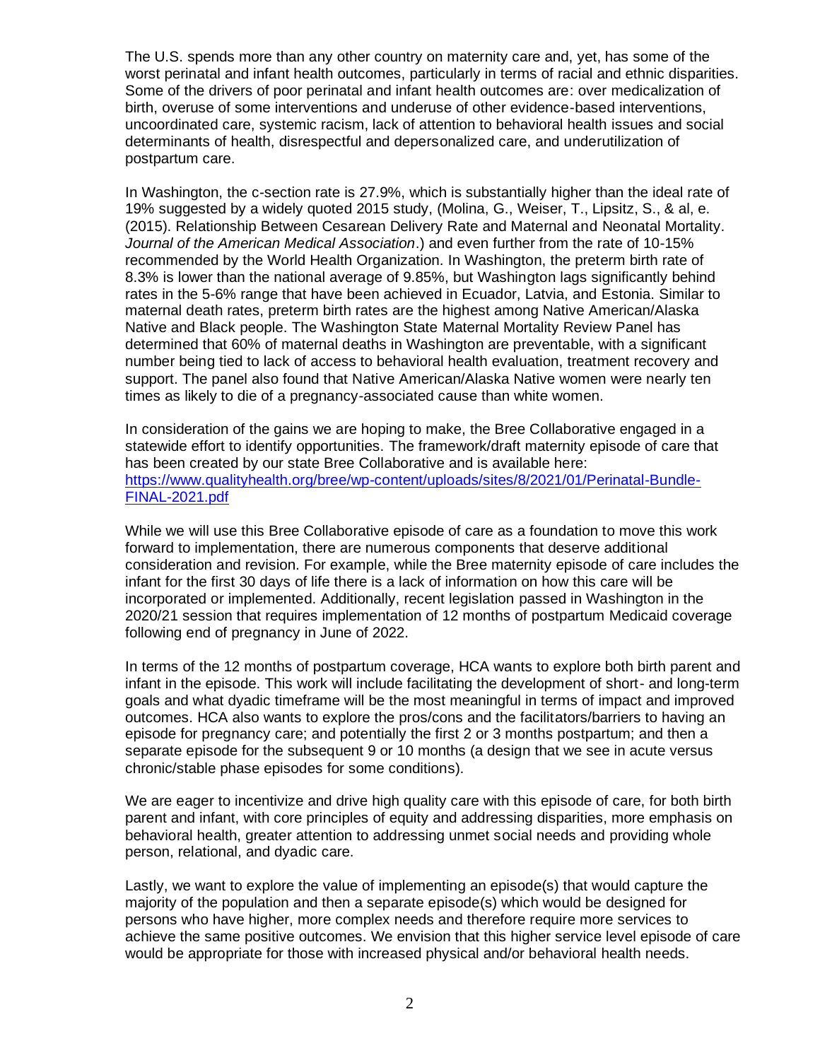The U.S. spends more than any other country on maternity care and, yet, has some of the worst perinatal and infant health outcomes, particularly in terms of racial and ethnic disparities. Some of the drivers of poor perinatal and infant health outcomes are: over medicalization of birth, overuse of some interventions and underuse of other evidence-based interventions, uncoordinated care, systemic racism, lack of attention to behavioral health issues and social determinants of health, disrespectful and depersonalized care, and underutilization of postpartum care.

In Washington, the c-section rate is 27.9%, which is substantially higher than the ideal rate of 19% suggested by a widely quoted 2015 study, (Molina, G., Weiser, T., Lipsitz, S., & al, e. (2015). Relationship Between Cesarean Delivery Rate and Maternal and Neonatal Mortality. *Journal of the American Medical Association*.) and even further from the rate of 10-15% recommended by the World Health Organization. In Washington, the preterm birth rate of 8.3% is lower than the national average of 9.85%, but Washington lags significantly behind rates in the 5-6% range that have been achieved in Ecuador, Latvia, and Estonia. Similar to maternal death rates, preterm birth rates are the highest among Native American/Alaska Native and Black people. The Washington State Maternal Mortality Review Panel has determined that 60% of maternal deaths in Washington are preventable, with a significant number being tied to lack of access to behavioral health evaluation, treatment recovery and support. The panel also found that Native American/Alaska Native women were nearly ten times as likely to die of a pregnancy-associated cause than white women.

In consideration of the gains we are hoping to make, the Bree Collaborative engaged in a statewide effort to identify opportunities. The framework/draft maternity episode of care that has been created by our state Bree Collaborative and is available here: [https://www.qualityhealth.org/bree/wp-content/uploads/sites/8/2021/01/Perinatal-Bundle-FINAL-2021.pdf](https://www.qualityhealth.org/bree/wp-content/uploads/sites/8/2021/01/Perinatal-Bundle-FINAL-2021.pdf)

While we will use this Bree Collaborative episode of care as a foundation to move this work forward to implementation, there are numerous components that deserve additional consideration and revision. For example, while the Bree maternity episode of care includes the infant for the first 30 days of life there is a lack of information on how this care will be incorporated or implemented. Additionally, recent legislation passed in Washington in the 2020/21 session that requires implementation of 12 months of postpartum Medicaid coverage following end of pregnancy in June of 2022.

In terms of the 12 months of postpartum coverage, HCA wants to explore both birth parent and infant in the episode. This work will include facilitating the development of short- and long-term goals and what dyadic timeframe will be the most meaningful in terms of impact and improved outcomes. HCA also wants to explore the pros/cons and the facilitators/barriers to having an episode for pregnancy care; and potentially the first 2 or 3 months postpartum; and then a separate episode for the subsequent 9 or 10 months (a design that we see in acute versus chronic/stable phase episodes for some conditions).

We are eager to incentivize and drive high quality care with this episode of care, for both birth parent and infant, with core principles of equity and addressing disparities, more emphasis on behavioral health, greater attention to addressing unmet social needs and providing whole person, relational, and dyadic care.

Lastly, we want to explore the value of implementing an episode(s) that would capture the majority of the population and then a separate episode(s) which would be designed for persons who have higher, more complex needs and therefore require more services to achieve the same positive outcomes. We envision that this higher service level episode of care would be appropriate for those with increased physical and/or behavioral health needs.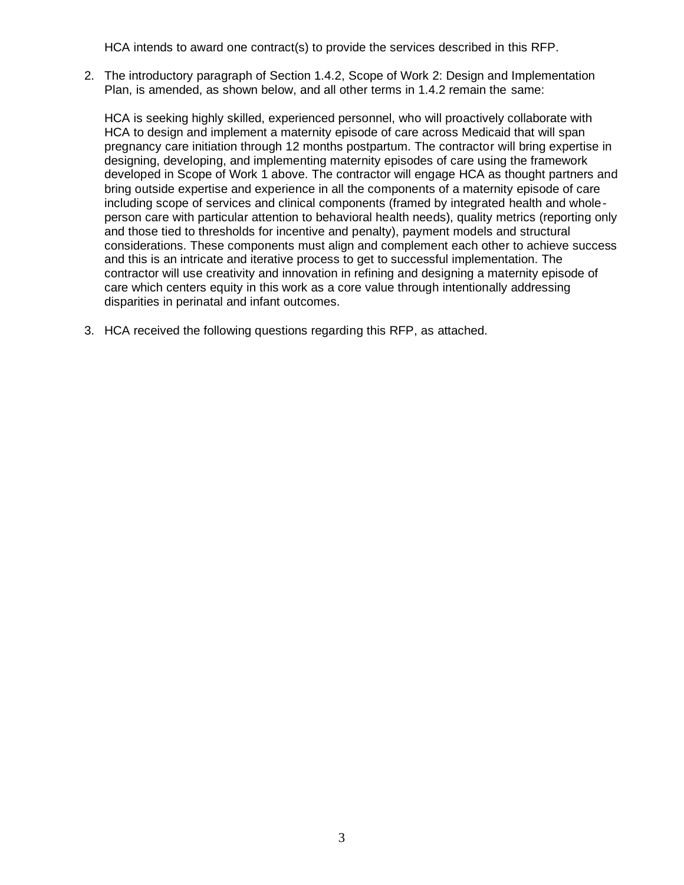HCA intends to award one contract(s) to provide the services described in this RFP.

2. The introductory paragraph of Section 1.4.2, Scope of Work 2: Design and Implementation Plan, is amended, as shown below, and all other terms in 1.4.2 remain the same:

   HCA is seeking highly skilled, experienced personnel, who will proactively collaborate with HCA to design and implement a maternity episode of care across Medicaid that will span pregnancy care initiation through 12 months postpartum. The contractor will bring expertise in designing, developing, and implementing maternity episodes of care using the framework developed in Scope of Work 1 above. The contractor will engage HCA as thought partners and bring outside expertise and experience in all the components of a maternity episode of care including scope of services and clinical components (framed by integrated health and whole-person care with particular attention to behavioral health needs), quality metrics (reporting only and those tied to thresholds for incentive and penalty), payment models and structural considerations. These components must align and complement each other to achieve success and this is an intricate and iterative process to get to successful implementation. The contractor will use creativity and innovation in refining and designing a maternity episode of care which centers equity in this work as a core value through intentionally addressing disparities in perinatal and infant outcomes.

3. HCA received the following questions regarding this RFP, as attached.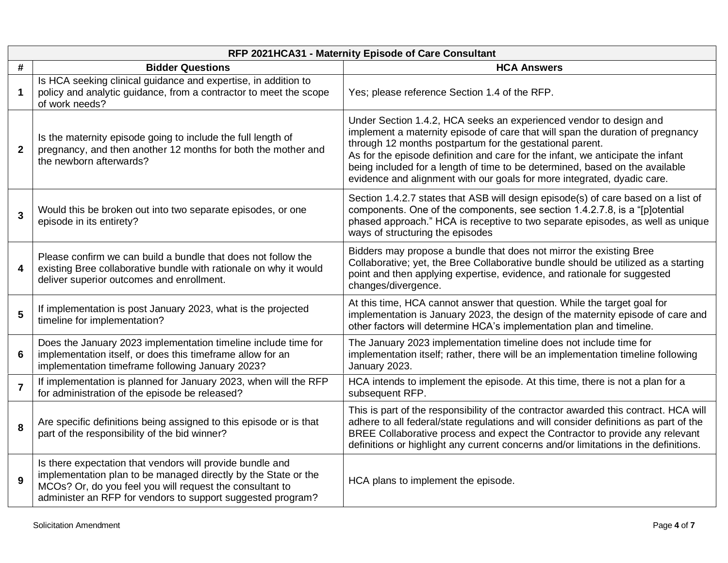| RFP 2021HCA31 - Maternity Episode of Care Consultant | | |
|---|---|---|
| **#** | **Bidder Questions** | **HCA Answers** |
| **1** | Is HCA seeking clinical guidance and expertise, in addition to policy and analytic guidance, from a contractor to meet the scope of work needs? | Yes; please reference Section 1.4 of the RFP. |
| **2** | Is the maternity episode going to include the full length of pregnancy, and then another 12 months for both the mother and the newborn afterwards? | Under Section 1.4.2, HCA seeks an experienced vendor to design and implement a maternity episode of care that will span the duration of pregnancy through 12 months postpartum for the gestational parent.<br>As for the episode definition and care for the infant, we anticipate the infant being included for a length of time to be determined, based on the available evidence and alignment with our goals for more integrated, dyadic care. |
| **3** | Would this be broken out into two separate episodes, or one episode in its entirety? | Section 1.4.2.7 states that ASB will design episode(s) of care based on a list of components. One of the components, see section 1.4.2.7.8, is a "[p]otential phased approach." HCA is receptive to two separate episodes, as well as unique ways of structuring the episodes |
| **4** | Please confirm we can build a bundle that does not follow the existing Bree collaborative bundle with rationale on why it would deliver superior outcomes and enrollment. | Bidders may propose a bundle that does not mirror the existing Bree Collaborative; yet, the Bree Collaborative bundle should be utilized as a starting point and then applying expertise, evidence, and rationale for suggested changes/divergence. |
| **5** | If implementation is post January 2023, what is the projected timeline for implementation? | At this time, HCA cannot answer that question. While the target goal for implementation is January 2023, the design of the maternity episode of care and other factors will determine HCA's implementation plan and timeline. |
| **6** | Does the January 2023 implementation timeline include time for implementation itself, or does this timeframe allow for an implementation timeframe following January 2023? | The January 2023 implementation timeline does not include time for implementation itself; rather, there will be an implementation timeline following January 2023. |
| **7** | If implementation is planned for January 2023, when will the RFP for administration of the episode be released? | HCA intends to implement the episode. At this time, there is not a plan for a subsequent RFP. |
| **8** | Are specific definitions being assigned to this episode or is that part of the responsibility of the bid winner? | This is part of the responsibility of the contractor awarded this contract. HCA will adhere to all federal/state regulations and will consider definitions as part of the BREE Collaborative process and expect the Contractor to provide any relevant definitions or highlight any current concerns and/or limitations in the definitions. |
| **9** | Is there expectation that vendors will provide bundle and implementation plan to be managed directly by the State or the MCOs? Or, do you feel you will request the consultant to administer an RFP for vendors to support suggested program? | HCA plans to implement the episode. |

Solicitation Amendment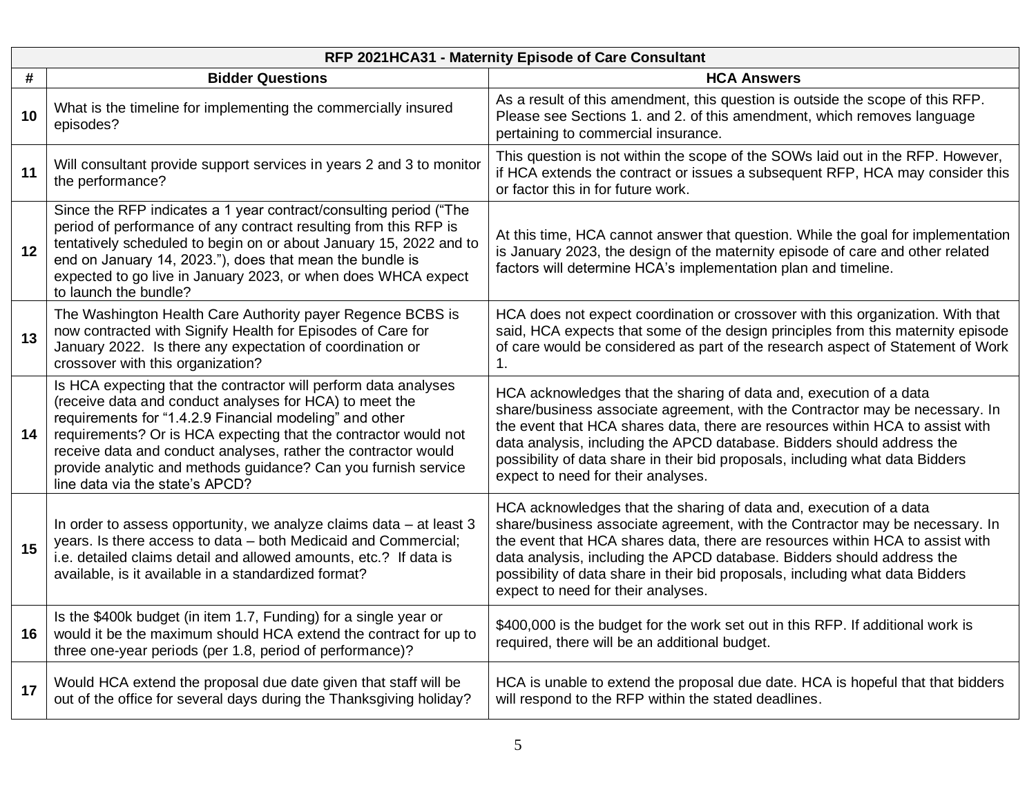| RFP 2021HCA31 - Maternity Episode of Care Consultant | | |
|---|---|---|
| **#** | **Bidder Questions** | **HCA Answers** |
| **10** | What is the timeline for implementing the commercially insured episodes? | As a result of this amendment, this question is outside the scope of this RFP. Please see Sections 1. and 2. of this amendment, which removes language pertaining to commercial insurance. |
| **11** | Will consultant provide support services in years 2 and 3 to monitor the performance? | This question is not within the scope of the SOWs laid out in the RFP. However, if HCA extends the contract or issues a subsequent RFP, HCA may consider this or factor this in for future work. |
| **12** | Since the RFP indicates a 1 year contract/consulting period ("The period of performance of any contract resulting from this RFP is tentatively scheduled to begin on or about January 15, 2022 and to end on January 14, 2023."), does that mean the bundle is expected to go live in January 2023, or when does WHCA expect to launch the bundle? | At this time, HCA cannot answer that question. While the goal for implementation is January 2023, the design of the maternity episode of care and other related factors will determine HCA's implementation plan and timeline. |
| **13** | The Washington Health Care Authority payer Regence BCBS is now contracted with Signify Health for Episodes of Care for January 2022. Is there any expectation of coordination or crossover with this organization? | HCA does not expect coordination or crossover with this organization. With that said, HCA expects that some of the design principles from this maternity episode of care would be considered as part of the research aspect of Statement of Work 1. |
| **14** | Is HCA expecting that the contractor will perform data analyses (receive data and conduct analyses for HCA) to meet the requirements for "1.4.2.9 Financial modeling" and other requirements? Or is HCA expecting that the contractor would not receive data and conduct analyses, rather the contractor would provide analytic and methods guidance? Can you furnish service line data via the state's APCD? | HCA acknowledges that the sharing of data and, execution of a data share/business associate agreement, with the Contractor may be necessary. In the event that HCA shares data, there are resources within HCA to assist with data analysis, including the APCD database. Bidders should address the possibility of data share in their bid proposals, including what data Bidders expect to need for their analyses. |
| **15** | In order to assess opportunity, we analyze claims data – at least 3 years. Is there access to data – both Medicaid and Commercial; i.e. detailed claims detail and allowed amounts, etc.? If data is available, is it available in a standardized format? | HCA acknowledges that the sharing of data and, execution of a data share/business associate agreement, with the Contractor may be necessary. In the event that HCA shares data, there are resources within HCA to assist with data analysis, including the APCD database. Bidders should address the possibility of data share in their bid proposals, including what data Bidders expect to need for their analyses. |
| **16** | Is the $400k budget (in item 1.7, Funding) for a single year or would it be the maximum should HCA extend the contract for up to three one-year periods (per 1.8, period of performance)? | $400,000 is the budget for the work set out in this RFP. If additional work is required, there will be an additional budget. |
| **17** | Would HCA extend the proposal due date given that staff will be out of the office for several days during the Thanksgiving holiday? | HCA is unable to extend the proposal due date. HCA is hopeful that that bidders will respond to the RFP within the stated deadlines. |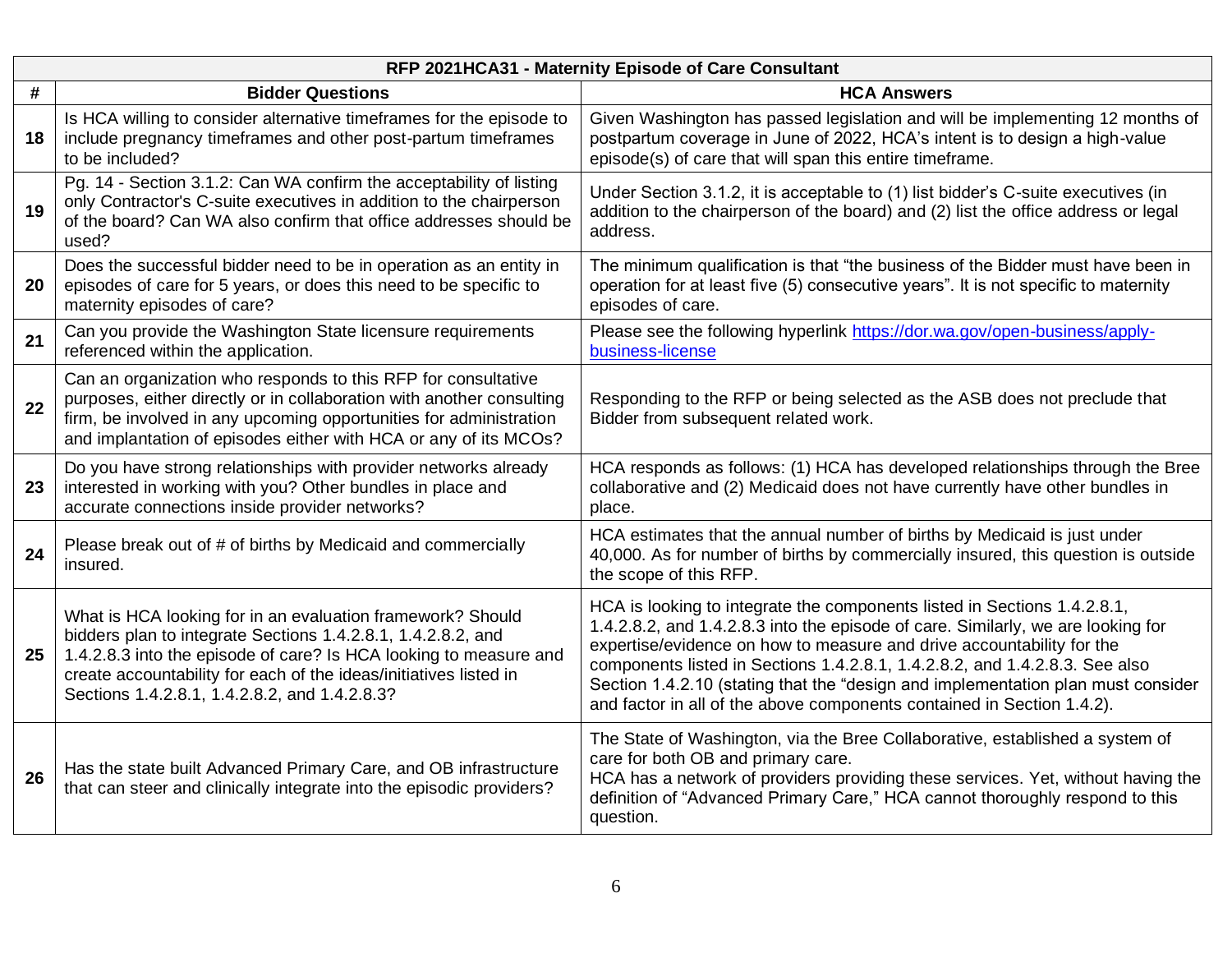| RFP 2021HCA31 - Maternity Episode of Care Consultant | | |
|---|---|---|
| **#** | **Bidder Questions** | **HCA Answers** |
| **18** | Is HCA willing to consider alternative timeframes for the episode to include pregnancy timeframes and other post-partum timeframes to be included? | Given Washington has passed legislation and will be implementing 12 months of postpartum coverage in June of 2022, HCA's intent is to design a high-value episode(s) of care that will span this entire timeframe. |
| **19** | Pg. 14 - Section 3.1.2: Can WA confirm the acceptability of listing only Contractor's C-suite executives in addition to the chairperson of the board? Can WA also confirm that office addresses should be used? | Under Section 3.1.2, it is acceptable to (1) list bidder's C-suite executives (in addition to the chairperson of the board) and (2) list the office address or legal address. |
| **20** | Does the successful bidder need to be in operation as an entity in episodes of care for 5 years, or does this need to be specific to maternity episodes of care? | The minimum qualification is that "the business of the Bidder must have been in operation for at least five (5) consecutive years". It is not specific to maternity episodes of care. |
| **21** | Can you provide the Washington State licensure requirements referenced within the application. | Please see the following hyperlink [https://dor.wa.gov/open-business/apply-business-license](https://dor.wa.gov/open-business/apply-business-license) |
| **22** | Can an organization who responds to this RFP for consultative purposes, either directly or in collaboration with another consulting firm, be involved in any upcoming opportunities for administration and implantation of episodes either with HCA or any of its MCOs? | Responding to the RFP or being selected as the ASB does not preclude that Bidder from subsequent related work. |
| **23** | Do you have strong relationships with provider networks already interested in working with you? Other bundles in place and accurate connections inside provider networks? | HCA responds as follows: (1) HCA has developed relationships through the Bree collaborative and (2) Medicaid does not have currently have other bundles in place. |
| **24** | Please break out of # of births by Medicaid and commercially insured. | HCA estimates that the annual number of births by Medicaid is just under 40,000. As for number of births by commercially insured, this question is outside the scope of this RFP. |
| **25** | What is HCA looking for in an evaluation framework? Should bidders plan to integrate Sections 1.4.2.8.1, 1.4.2.8.2, and 1.4.2.8.3 into the episode of care? Is HCA looking to measure and create accountability for each of the ideas/initiatives listed in Sections 1.4.2.8.1, 1.4.2.8.2, and 1.4.2.8.3? | HCA is looking to integrate the components listed in Sections 1.4.2.8.1, 1.4.2.8.2, and 1.4.2.8.3 into the episode of care. Similarly, we are looking for expertise/evidence on how to measure and drive accountability for the components listed in Sections 1.4.2.8.1, 1.4.2.8.2, and 1.4.2.8.3. See also Section 1.4.2.10 (stating that the "design and implementation plan must consider and factor in all of the above components contained in Section 1.4.2). |
| **26** | Has the state built Advanced Primary Care, and OB infrastructure that can steer and clinically integrate into the episodic providers? | The State of Washington, via the Bree Collaborative, established a system of care for both OB and primary care.<br>HCA has a network of providers providing these services. Yet, without having the definition of "Advanced Primary Care," HCA cannot thoroughly respond to this question. |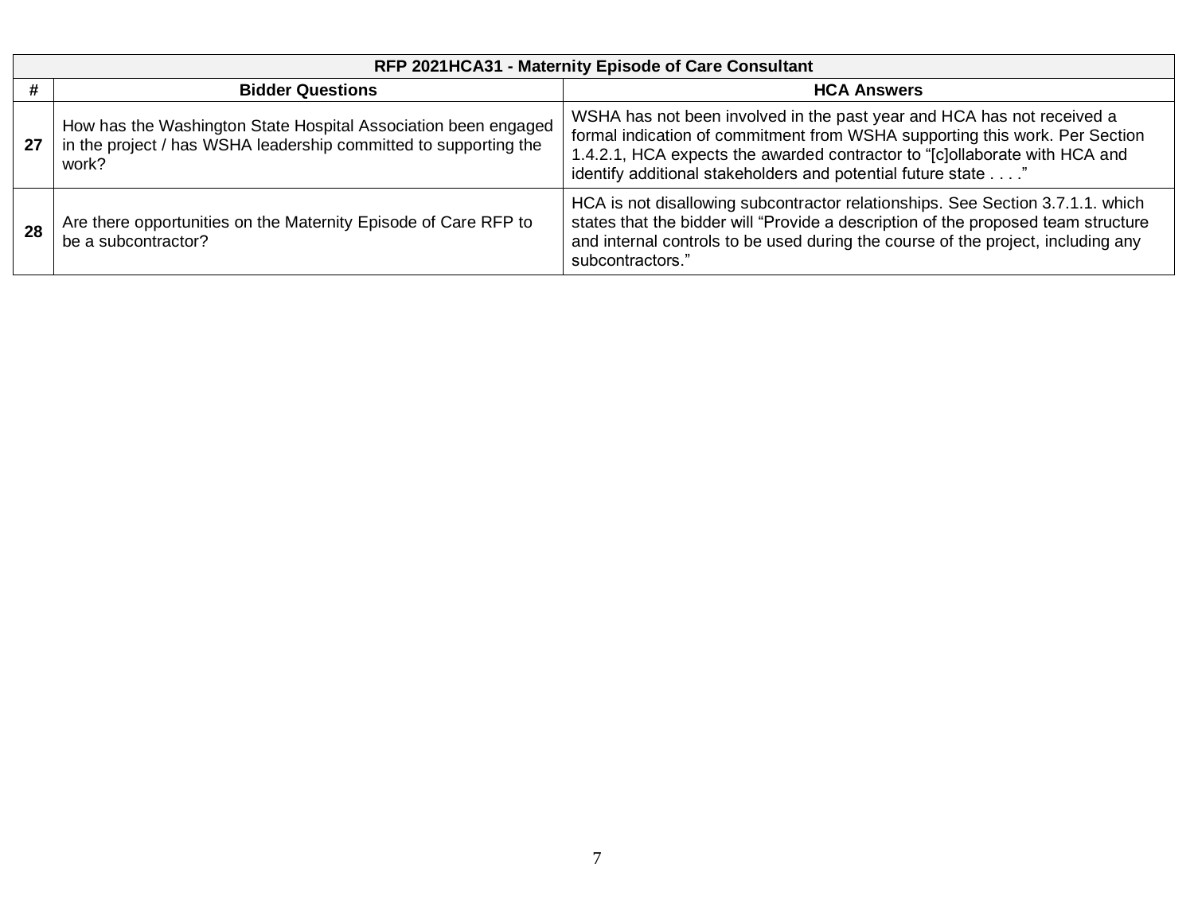| RFP 2021HCA31 - Maternity Episode of Care Consultant | | |
|---|---|---|
| **#** | **Bidder Questions** | **HCA Answers** |
| **27** | How has the Washington State Hospital Association been engaged in the project / has WSHA leadership committed to supporting the work? | WSHA has not been involved in the past year and HCA has not received a formal indication of commitment from WSHA supporting this work. Per Section 1.4.2.1, HCA expects the awarded contractor to "[c]ollaborate with HCA and identify additional stakeholders and potential future state . . . ." |
| **28** | Are there opportunities on the Maternity Episode of Care RFP to be a subcontractor? | HCA is not disallowing subcontractor relationships. See Section 3.7.1.1. which states that the bidder will "Provide a description of the proposed team structure and internal controls to be used during the course of the project, including any subcontractors." |